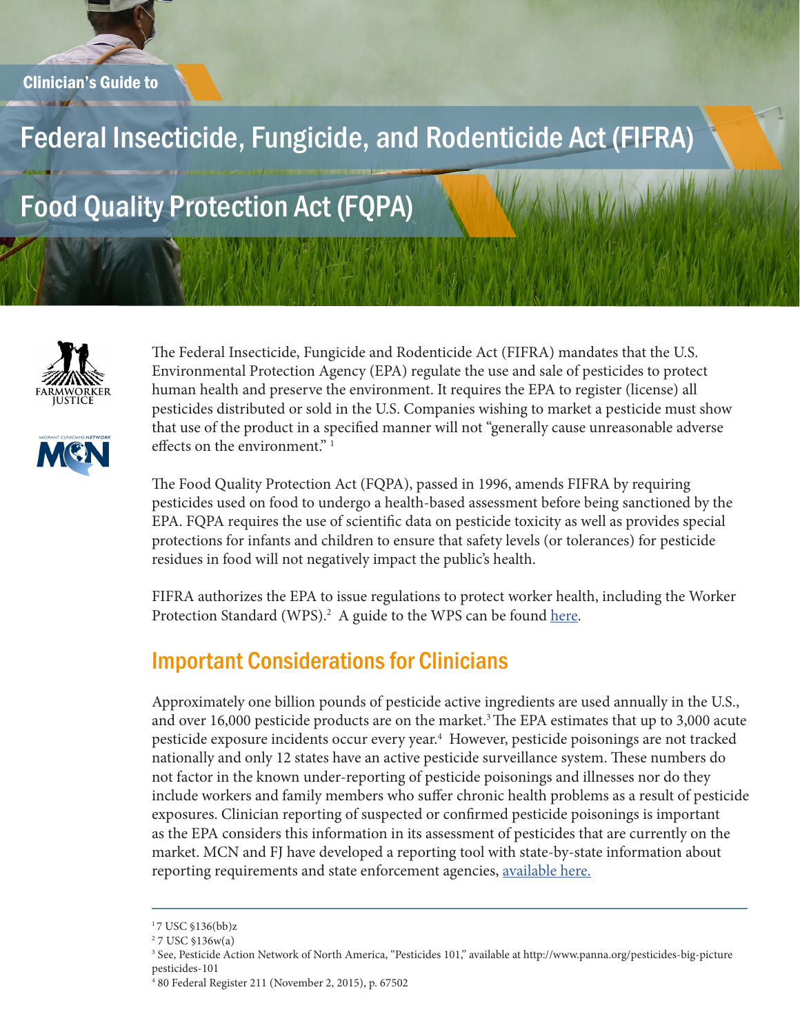Clinician's Guide to

# Federal Insecticide, Fungicide, and Rodenticide Act (FIFRA)

# Food Quality Protection Act (FQPA)

The Federal Insecticide, Fungicide and Rodenticide Act (FIFRA) mandates that the U.S. Environmental Protection Agency (EPA) regulate the use and sale of pesticides to protect human health and preserve the environment. It requires the EPA to register (license) all pesticides distributed or sold in the U.S. Companies wishing to market a pesticide must show that use of the product in a specified manner will not "generally cause unreasonable adverse effects on the environment." [1]

The Food Quality Protection Act (FQPA), passed in 1996, amends FIFRA by requiring pesticides used on food to undergo a health-based assessment before being sanctioned by the EPA. FQPA requires the use of scientific data on pesticide toxicity as well as provides special protections for infants and children to ensure that safety levels (or tolerances) for pesticide residues in food will not negatively impact the public's health.

FIFRA authorizes the EPA to issue regulations to protect worker health, including the Worker Protection Standard (WPS).[2] A guide to the WPS can be found here.

## Important Considerations for Clinicians

Approximately one billion pounds of pesticide active ingredients are used annually in the U.S., and over 16,000 pesticide products are on the market.[3] The EPA estimates that up to 3,000 acute pesticide exposure incidents occur every year.[4] However, pesticide poisonings are not tracked nationally and only 12 states have an active pesticide surveillance system. These numbers do not factor in the known under-reporting of pesticide poisonings and illnesses nor do they include workers and family members who suffer chronic health problems as a result of pesticide exposures. Clinician reporting of suspected or confirmed pesticide poisonings is important as the EPA considers this information in its assessment of pesticides that are currently on the market. MCN and FJ have developed a reporting tool with state-by-state information about reporting requirements and state enforcement agencies, available here.

---

[1] 7 USC §136(bb)z

[2] 7 USC §136w(a)

[3] See, Pesticide Action Network of North America, "Pesticides 101," available at http://www.panna.org/pesticides-big-picture pesticides-101

[4] 80 Federal Register 211 (November 2, 2015), p. 67502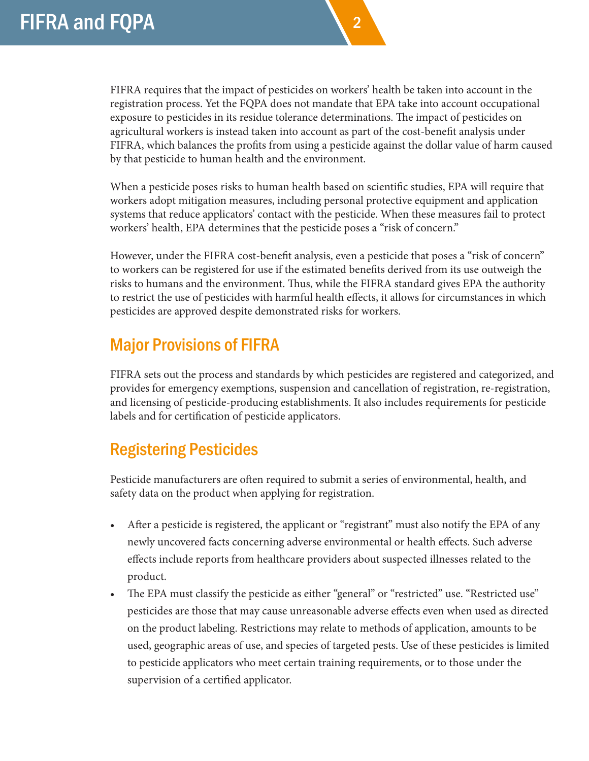FIFRA requires that the impact of pesticides on workers' health be taken into account in the registration process. Yet the FQPA does not mandate that EPA take into account occupational exposure to pesticides in its residue tolerance determinations. The impact of pesticides on agricultural workers is instead taken into account as part of the cost-benefit analysis under FIFRA, which balances the profits from using a pesticide against the dollar value of harm caused by that pesticide to human health and the environment.

When a pesticide poses risks to human health based on scientific studies, EPA will require that workers adopt mitigation measures, including personal protective equipment and application systems that reduce applicators' contact with the pesticide. When these measures fail to protect workers' health, EPA determines that the pesticide poses a "risk of concern."

However, under the FIFRA cost-benefit analysis, even a pesticide that poses a "risk of concern" to workers can be registered for use if the estimated benefits derived from its use outweigh the risks to humans and the environment. Thus, while the FIFRA standard gives EPA the authority to restrict the use of pesticides with harmful health effects, it allows for circumstances in which pesticides are approved despite demonstrated risks for workers.

## Major Provisions of FIFRA

FIFRA sets out the process and standards by which pesticides are registered and categorized, and provides for emergency exemptions, suspension and cancellation of registration, re-registration, and licensing of pesticide-producing establishments. It also includes requirements for pesticide labels and for certification of pesticide applicators.

## Registering Pesticides

Pesticide manufacturers are often required to submit a series of environmental, health, and safety data on the product when applying for registration.

- After a pesticide is registered, the applicant or "registrant" must also notify the EPA of any newly uncovered facts concerning adverse environmental or health effects. Such adverse effects include reports from healthcare providers about suspected illnesses related to the product.
- The EPA must classify the pesticide as either "general" or "restricted" use. "Restricted use" pesticides are those that may cause unreasonable adverse effects even when used as directed on the product labeling. Restrictions may relate to methods of application, amounts to be used, geographic areas of use, and species of targeted pests. Use of these pesticides is limited to pesticide applicators who meet certain training requirements, or to those under the supervision of a certified applicator.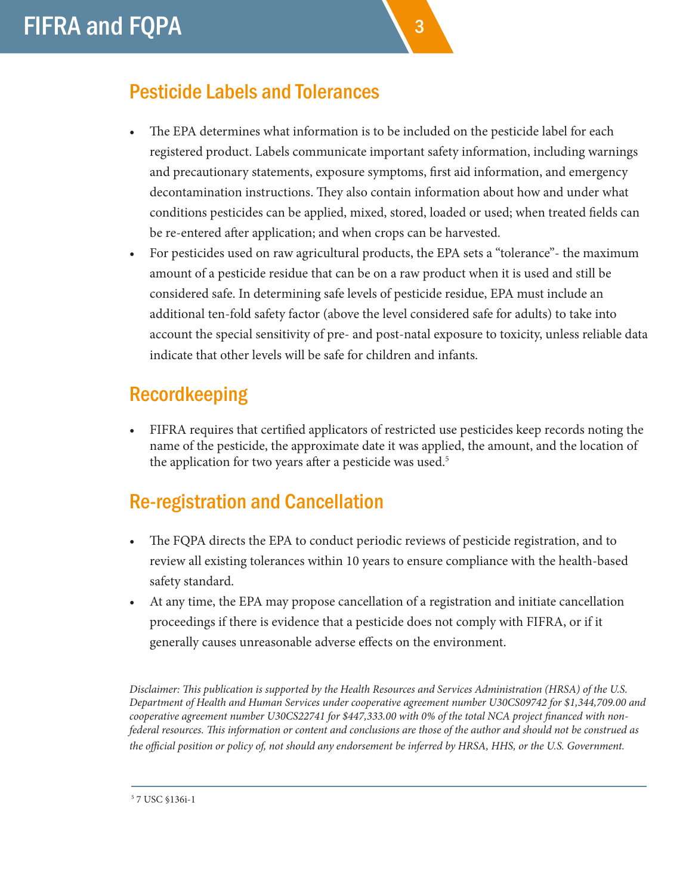## Pesticide Labels and Tolerances

- The EPA determines what information is to be included on the pesticide label for each registered product. Labels communicate important safety information, including warnings and precautionary statements, exposure symptoms, first aid information, and emergency decontamination instructions. They also contain information about how and under what conditions pesticides can be applied, mixed, stored, loaded or used; when treated fields can be re-entered after application; and when crops can be harvested.
- For pesticides used on raw agricultural products, the EPA sets a "tolerance"- the maximum amount of a pesticide residue that can be on a raw product when it is used and still be considered safe. In determining safe levels of pesticide residue, EPA must include an additional ten-fold safety factor (above the level considered safe for adults) to take into account the special sensitivity of pre- and post-natal exposure to toxicity, unless reliable data indicate that other levels will be safe for children and infants.

## Recordkeeping

- FIFRA requires that certified applicators of restricted use pesticides keep records noting the name of the pesticide, the approximate date it was applied, the amount, and the location of the application for two years after a pesticide was used.[5]

## Re-registration and Cancellation

- The FQPA directs the EPA to conduct periodic reviews of pesticide registration, and to review all existing tolerances within 10 years to ensure compliance with the health-based safety standard.
- At any time, the EPA may propose cancellation of a registration and initiate cancellation proceedings if there is evidence that a pesticide does not comply with FIFRA, or if it generally causes unreasonable adverse effects on the environment.

*Disclaimer: This publication is supported by the Health Resources and Services Administration (HRSA) of the U.S. Department of Health and Human Services under cooperative agreement number U30CS09742 for $1,344,709.00 and cooperative agreement number U30CS22741 for $447,333.00 with 0% of the total NCA project financed with non-federal resources. This information or content and conclusions are those of the author and should not be construed as the official position or policy of, not should any endorsement be inferred by HRSA, HHS, or the U.S. Government.*

---

[5] 7 USC §136i-1